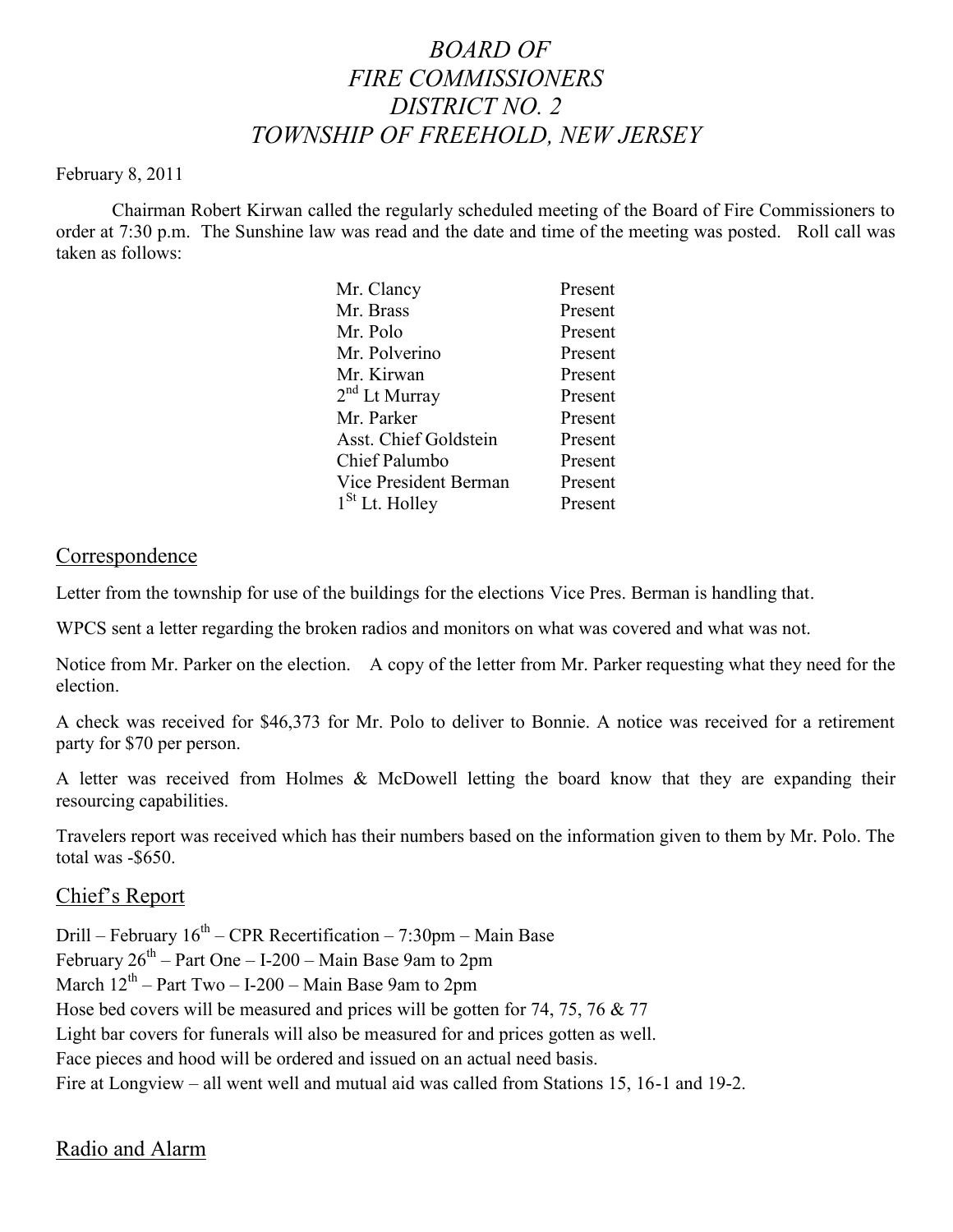# *BOARD OF FIRE COMMISSIONERS DISTRICT NO. 2 TOWNSHIP OF FREEHOLD, NEW JERSEY*

February 8, 2011

Chairman Robert Kirwan called the regularly scheduled meeting of the Board of Fire Commissioners to order at 7:30 p.m. The Sunshine law was read and the date and time of the meeting was posted. Roll call was taken as follows:

| | |
|---|---|
| Mr. Clancy | Present |
| Mr. Brass | Present |
| Mr. Polo | Present |
| Mr. Polverino | Present |
| Mr. Kirwan | Present |
| 2nd Lt Murray | Present |
| Mr. Parker | Present |
| Asst. Chief Goldstein | Present |
| Chief Palumbo | Present |
| Vice President Berman | Present |
| 1St Lt. Holley | Present |

## Correspondence

Letter from the township for use of the buildings for the elections Vice Pres. Berman is handling that.

WPCS sent a letter regarding the broken radios and monitors on what was covered and what was not.

Notice from Mr. Parker on the election. A copy of the letter from Mr. Parker requesting what they need for the election.

A check was received for $46,373 for Mr. Polo to deliver to Bonnie. A notice was received for a retirement party for $70 per person.

A letter was received from Holmes & McDowell letting the board know that they are expanding their resourcing capabilities.

Travelers report was received which has their numbers based on the information given to them by Mr. Polo. The total was -$650.

## Chief's Report

Drill – February 16th – CPR Recertification – 7:30pm – Main Base
February 26th – Part One – I-200 – Main Base 9am to 2pm
March 12th – Part Two – I-200 – Main Base 9am to 2pm
Hose bed covers will be measured and prices will be gotten for 74, 75, 76 & 77
Light bar covers for funerals will also be measured for and prices gotten as well.
Face pieces and hood will be ordered and issued on an actual need basis.
Fire at Longview – all went well and mutual aid was called from Stations 15, 16-1 and 19-2.

## Radio and Alarm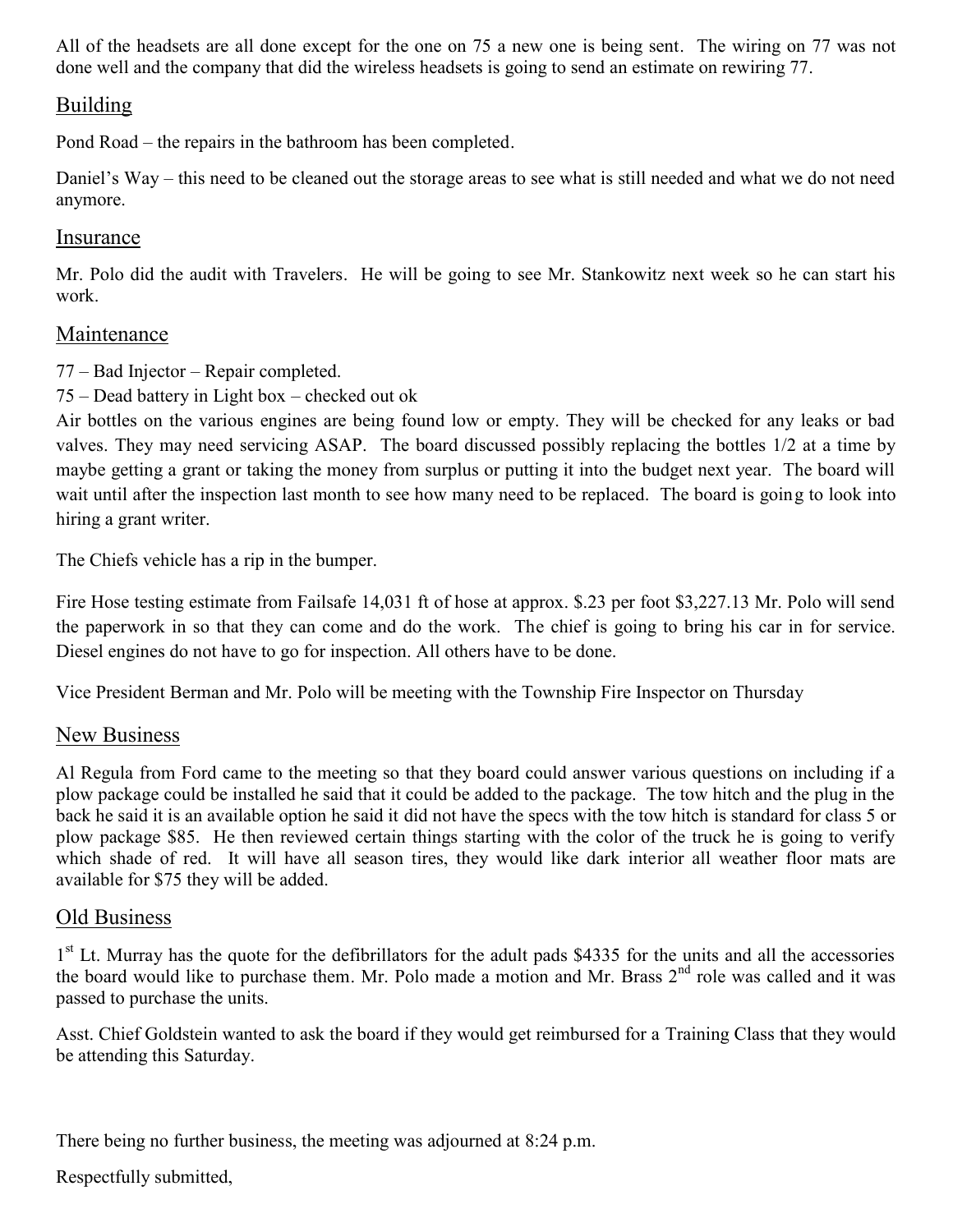All of the headsets are all done except for the one on 75 a new one is being sent. The wiring on 77 was not done well and the company that did the wireless headsets is going to send an estimate on rewiring 77.

## Building

Pond Road – the repairs in the bathroom has been completed.

Daniel's Way – this need to be cleaned out the storage areas to see what is still needed and what we do not need anymore.

## Insurance

Mr. Polo did the audit with Travelers. He will be going to see Mr. Stankowitz next week so he can start his work.

## Maintenance

77 – Bad Injector – Repair completed.
75 – Dead battery in Light box – checked out ok
Air bottles on the various engines are being found low or empty. They will be checked for any leaks or bad valves. They may need servicing ASAP. The board discussed possibly replacing the bottles 1/2 at a time by maybe getting a grant or taking the money from surplus or putting it into the budget next year. The board will wait until after the inspection last month to see how many need to be replaced. The board is going to look into hiring a grant writer.

The Chiefs vehicle has a rip in the bumper.

Fire Hose testing estimate from Failsafe 14,031 ft of hose at approx. $.23 per foot $3,227.13 Mr. Polo will send the paperwork in so that they can come and do the work. The chief is going to bring his car in for service. Diesel engines do not have to go for inspection. All others have to be done.

Vice President Berman and Mr. Polo will be meeting with the Township Fire Inspector on Thursday

## New Business

Al Regula from Ford came to the meeting so that they board could answer various questions on including if a plow package could be installed he said that it could be added to the package. The tow hitch and the plug in the back he said it is an available option he said it did not have the specs with the tow hitch is standard for class 5 or plow package $85. He then reviewed certain things starting with the color of the truck he is going to verify which shade of red. It will have all season tires, they would like dark interior all weather floor mats are available for $75 they will be added.

## Old Business

1st Lt. Murray has the quote for the defibrillators for the adult pads $4335 for the units and all the accessories the board would like to purchase them. Mr. Polo made a motion and Mr. Brass 2nd role was called and it was passed to purchase the units.

Asst. Chief Goldstein wanted to ask the board if they would get reimbursed for a Training Class that they would be attending this Saturday.

There being no further business, the meeting was adjourned at 8:24 p.m.

Respectfully submitted,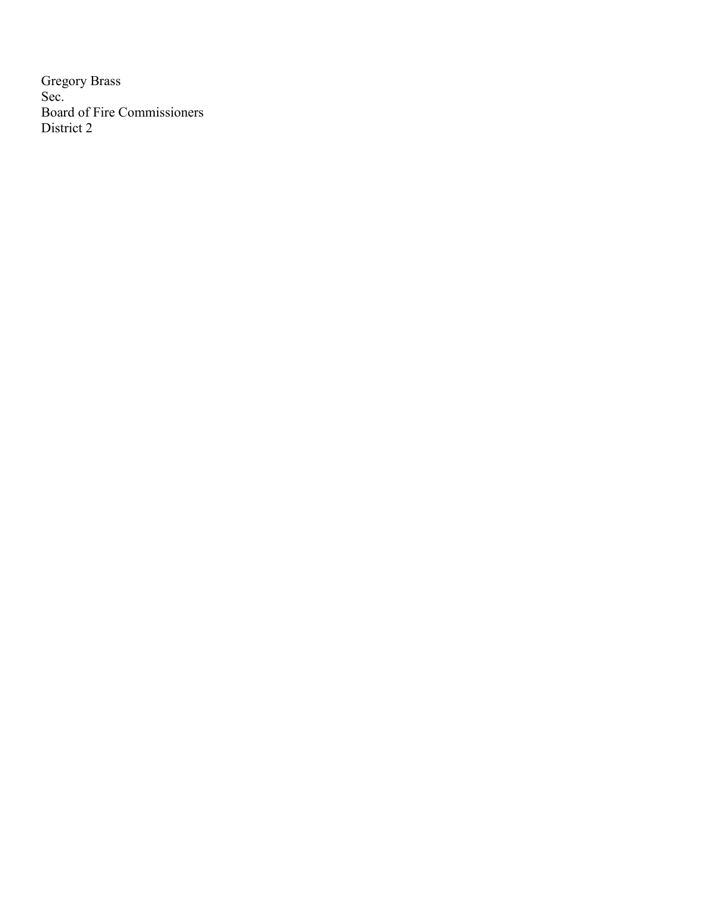Gregory Brass
Sec.
Board of Fire Commissioners
District 2